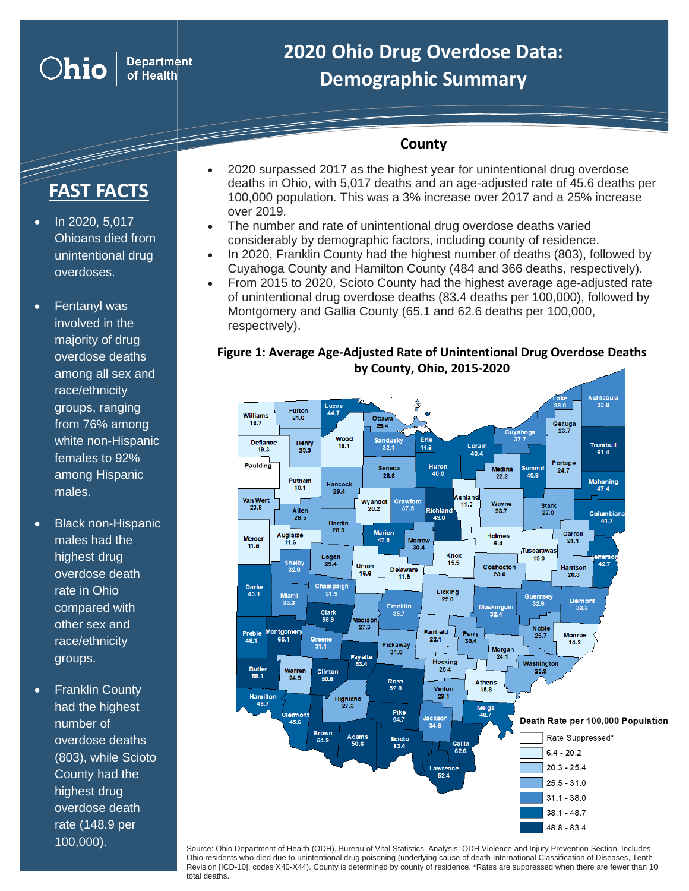# 2020 Ohio Drug Overdose Data: Demographic Summary

Ohio Department of Health

## FAST FACTS

- In 2020, 5,017 Ohioans died from unintentional drug overdoses.
- Fentanyl was involved in the majority of drug overdose deaths among all sex and race/ethnicity groups, ranging from 76% among white non-Hispanic females to 92% among Hispanic males.
- Black non-Hispanic males had the highest drug overdose death rate in Ohio compared with other sex and race/ethnicity groups.
- Franklin County had the highest number of overdose deaths (803), while Scioto County had the highest drug overdose death rate (148.9 per 100,000).

## County

- 2020 surpassed 2017 as the highest year for unintentional drug overdose deaths in Ohio, with 5,017 deaths and an age-adjusted rate of 45.6 deaths per 100,000 population. This was a 3% increase over 2017 and a 25% increase over 2019.
- The number and rate of unintentional drug overdose deaths varied considerably by demographic factors, including county of residence.
- In 2020, Franklin County had the highest number of deaths (803), followed by Cuyahoga County and Hamilton County (484 and 366 deaths, respectively).
- From 2015 to 2020, Scioto County had the highest average age-adjusted rate of unintentional drug overdose deaths (83.4 deaths per 100,000), followed by Montgomery and Gallia County (65.1 and 62.6 deaths per 100,000, respectively).

**Figure 1: Average Age-Adjusted Rate of Unintentional Drug Overdose Deaths by County, Ohio, 2015-2020**

| County | Rate | County | Rate | County | Rate | County | Rate |
|---|---|---|---|---|---|---|---|
| Williams | 18.7 | Fulton | 21.6 | Lucas | 44.7 | Ottawa | 29.4 |
| Defiance | 19.3 | Henry | 23.3 | Wood | 18.1 | Sandusky | 32.1 |
| Erie | 44.6 | Lake | 38.0 | Ashtabula | 33.8 | Geauga | 23.7 |
| Cuyahoga | 37.7 | Trumbull | 61.4 | Lorain | 40.4 | Paulding | |
| Putnam | 10.1 | Hancock | 29.4 | Seneca | 28.6 | Huron | 40.0 |
| Medina | 22.2 | Summit | 40.8 | Portage | 24.7 | Mahoning | 47.4 |
| Van Wert | 23.8 | Allen | 26.5 | Wyandot | 20.2 | Crawford | 37.5 |
| Richland | 49.0 | Ashland | 11.3 | Wayne | 23.7 | Stark | 27.0 |
| Columbiana | 41.7 | Mercer | 11.5 | Auglaize | 11.6 | Hardin | 28.9 |
| Marion | 47.5 | Morrow | 30.4 | Holmes | 6.4 | Carroll | 21.1 |
| Tuscarawas | 19.9 | Jefferson | 42.7 | Shelby | 32.8 | Logan | 29.4 |
| Union | 16.6 | Delaware | 11.9 | Knox | 15.5 | Coshocton | 23.0 |
| Harrison | 20.3 | Darke | 40.1 | Miami | 33.3 | Champaign | 31.9 |
| Licking | 22.0 | Guernsey | 32.9 | Belmont | 33.3 | Franklin | 35.7 |
| Muskingum | 32.4 | Clark | 58.9 | Madison | 27.3 | Noble | 26.7 |
| Monroe | 14.2 | Preble | 48.1 | Montgomery | 65.1 | Greene | 31.1 |
| Fairfield | 22.1 | Perry | 30.4 | Pickaway | 31.0 | Morgan | 24.1 |
| Fayette | 53.4 | Hocking | 25.4 | Washington | 25.9 | Butler | 58.1 |
| Warren | 24.9 | Clinton | 50.6 | Ross | 52.8 | Athens | 15.8 |
| Vinton | 29.1 | Hamilton | 45.7 | Highland | 27.3 | Meigs | 48.7 |
| Pike | 54.7 | Jackson | 34.8 | Clermont | 45.6 | Brown | 54.9 |
| Adams | 50.6 | Scioto | 83.4 | Gallia | 62.6 | Lawrence | 52.4 |

Death Rate per 100,000 Population: Rate Suppressed*; 6.4 - 20.2; 20.3 - 25.4; 25.5 - 31.0; 31.1 - 38.0; 38.1 - 48.7; 48.8 - 83.4

Source: Ohio Department of Health (ODH), Bureau of Vital Statistics. Analysis: ODH Violence and Injury Prevention Section. Includes Ohio residents who died due to unintentional drug poisoning (underlying cause of death International Classification of Diseases, Tenth Revision [ICD-10], codes X40-X44). County is determined by county of residence. *Rates are suppressed when there are fewer than 10 total deaths.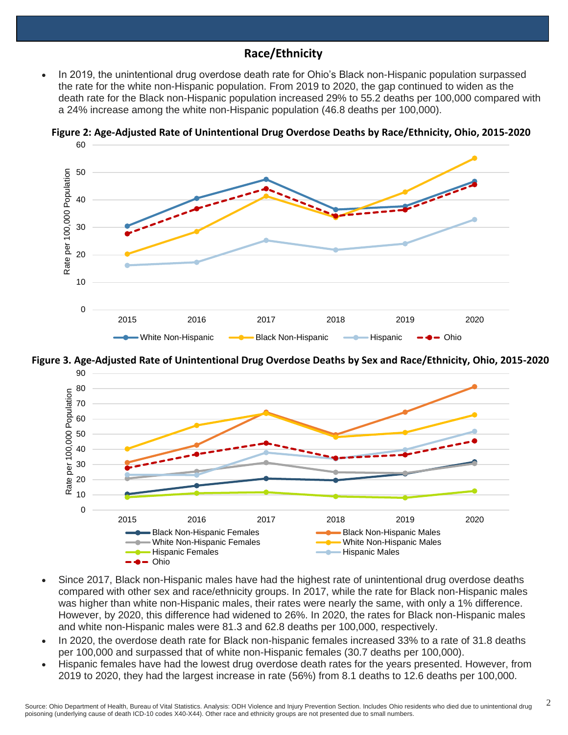## Race/Ethnicity

- In 2019, the unintentional drug overdose death rate for Ohio's Black non-Hispanic population surpassed the rate for the white non-Hispanic population. From 2019 to 2020, the gap continued to widen as the death rate for the Black non-Hispanic population increased 29% to 55.2 deaths per 100,000 compared with a 24% increase among the white non-Hispanic population (46.8 deaths per 100,000).

**Figure 2: Age-Adjusted Rate of Unintentional Drug Overdose Deaths by Race/Ethnicity, Ohio, 2015-2020**

**Figure 3. Age-Adjusted Rate of Unintentional Drug Overdose Deaths by Sex and Race/Ethnicity, Ohio, 2015-2020**

- Since 2017, Black non-Hispanic males have had the highest rate of unintentional drug overdose deaths compared with other sex and race/ethnicity groups. In 2017, while the rate for Black non-Hispanic males was higher than white non-Hispanic males, their rates were nearly the same, with only a 1% difference. However, by 2020, this difference had widened to 26%. In 2020, the rates for Black non-Hispanic males and white non-Hispanic males were 81.3 and 62.8 deaths per 100,000, respectively.
- In 2020, the overdose death rate for Black non-hispanic females increased 33% to a rate of 31.8 deaths per 100,000 and surpassed that of white non-Hispanic females (30.7 deaths per 100,000).
- Hispanic females have had the lowest drug overdose death rates for the years presented. However, from 2019 to 2020, they had the largest increase in rate (56%) from 8.1 deaths to 12.6 deaths per 100,000.

Source: Ohio Department of Health, Bureau of Vital Statistics. Analysis: ODH Violence and Injury Prevention Section. Includes Ohio residents who died due to unintentional drug poisoning (underlying cause of death ICD-10 codes X40-X44). Other race and ethnicity groups are not presented due to small numbers.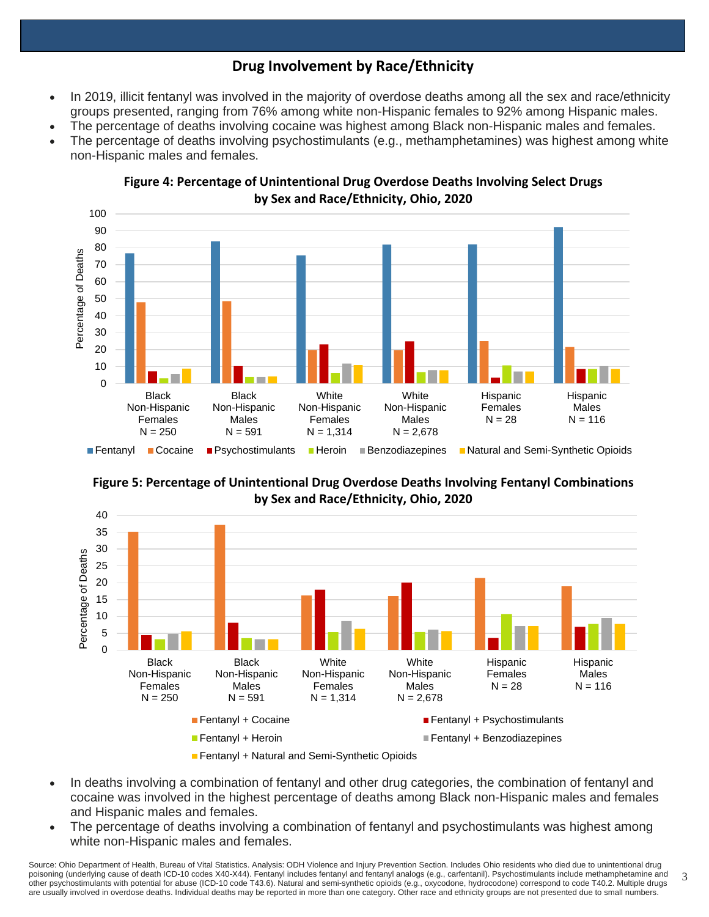## Drug Involvement by Race/Ethnicity

- In 2019, illicit fentanyl was involved in the majority of overdose deaths among all the sex and race/ethnicity groups presented, ranging from 76% among white non-Hispanic females to 92% among Hispanic males.
- The percentage of deaths involving cocaine was highest among Black non-Hispanic males and females.
- The percentage of deaths involving psychostimulants (e.g., methamphetamines) was highest among white non-Hispanic males and females.

**Figure 4: Percentage of Unintentional Drug Overdose Deaths Involving Select Drugs by Sex and Race/Ethnicity, Ohio, 2020**

**Figure 5: Percentage of Unintentional Drug Overdose Deaths Involving Fentanyl Combinations by Sex and Race/Ethnicity, Ohio, 2020**

- In deaths involving a combination of fentanyl and other drug categories, the combination of fentanyl and cocaine was involved in the highest percentage of deaths among Black non-Hispanic males and females and Hispanic males and females.
- The percentage of deaths involving a combination of fentanyl and psychostimulants was highest among white non-Hispanic males and females.

Source: Ohio Department of Health, Bureau of Vital Statistics. Analysis: ODH Violence and Injury Prevention Section. Includes Ohio residents who died due to unintentional drug poisoning (underlying cause of death ICD-10 codes X40-X44). Fentanyl includes fentanyl and fentanyl analogs (e.g., carfentanil). Psychostimulants include methamphetamine and other psychostimulants with potential for abuse (ICD-10 code T43.6). Natural and semi-synthetic opioids (e.g., oxycodone, hydrocodone) correspond to code T40.2. Multiple drugs are usually involved in overdose deaths. Individual deaths may be reported in more than one category. Other race and ethnicity groups are not presented due to small numbers.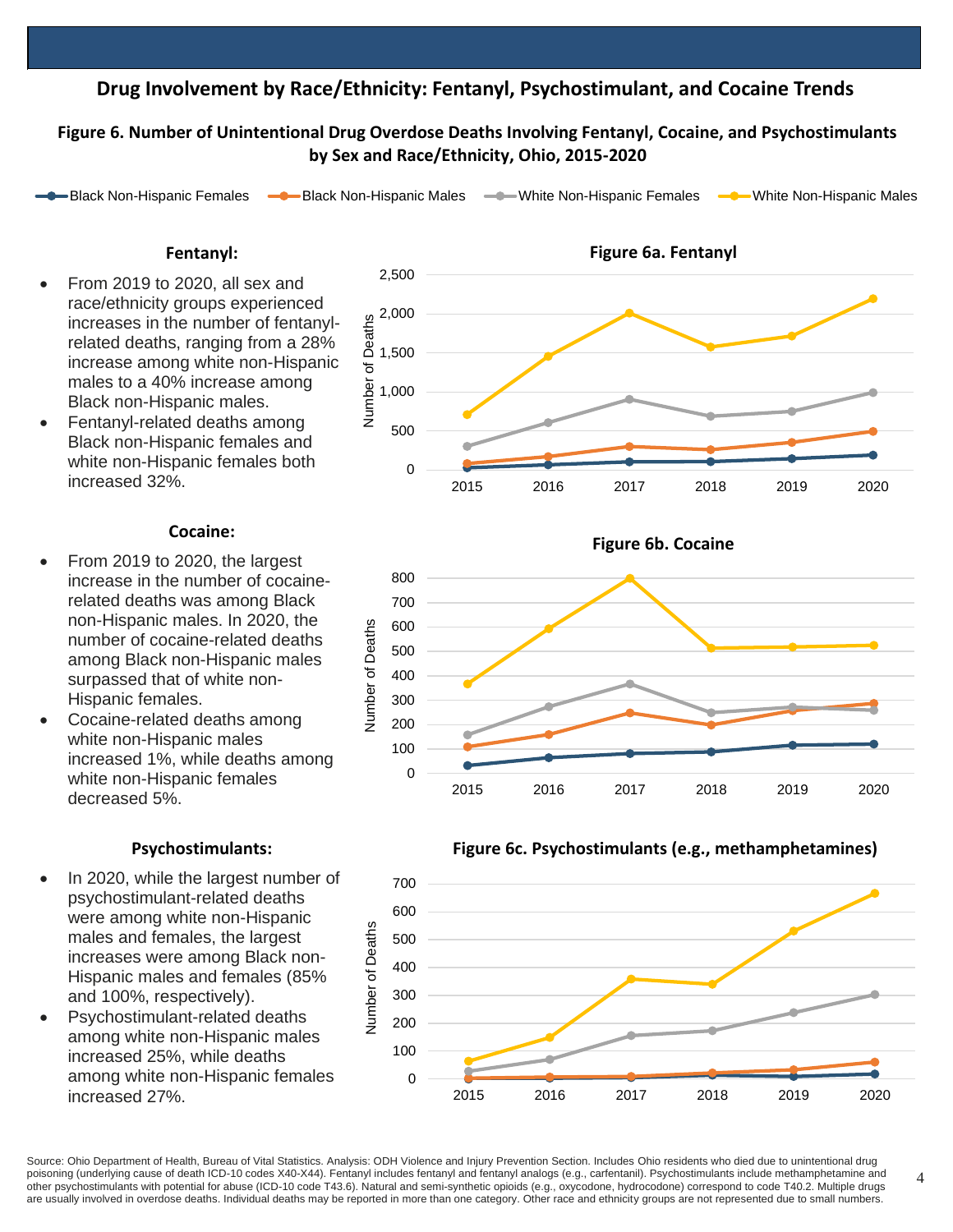## Drug Involvement by Race/Ethnicity: Fentanyl, Psychostimulant, and Cocaine Trends

### Figure 6. Number of Unintentional Drug Overdose Deaths Involving Fentanyl, Cocaine, and Psychostimulants by Sex and Race/Ethnicity, Ohio, 2015-2020

Black Non-Hispanic Females — Black Non-Hispanic Males — White Non-Hispanic Females — White Non-Hispanic Males

#### Fentanyl:

- From 2019 to 2020, all sex and race/ethnicity groups experienced increases in the number of fentanyl-related deaths, ranging from a 28% increase among white non-Hispanic males to a 40% increase among Black non-Hispanic males.
- Fentanyl-related deaths among Black non-Hispanic females and white non-Hispanic females both increased 32%.

**Figure 6a. Fentanyl**

#### Cocaine:

- From 2019 to 2020, the largest increase in the number of cocaine-related deaths was among Black non-Hispanic males. In 2020, the number of cocaine-related deaths among Black non-Hispanic males surpassed that of white non-Hispanic females.
- Cocaine-related deaths among white non-Hispanic males increased 1%, while deaths among white non-Hispanic females decreased 5%.

**Figure 6b. Cocaine**

#### Psychostimulants:

- In 2020, while the largest number of psychostimulant-related deaths were among white non-Hispanic males and females, the largest increases were among Black non-Hispanic males and females (85% and 100%, respectively).
- Psychostimulant-related deaths among white non-Hispanic males increased 25%, while deaths among white non-Hispanic females increased 27%.

**Figure 6c. Psychostimulants (e.g., methamphetamines)**

Source: Ohio Department of Health, Bureau of Vital Statistics. Analysis: ODH Violence and Injury Prevention Section. Includes Ohio residents who died due to unintentional drug poisoning (underlying cause of death ICD-10 codes X40-X44). Fentanyl includes fentanyl and fentanyl analogs (e.g., carfentanil). Psychostimulants include methamphetamine and other psychostimulants with potential for abuse (ICD-10 code T43.6). Natural and semi-synthetic opioids (e.g., oxycodone, hydrocodone) correspond to code T40.2. Multiple drugs are usually involved in overdose deaths. Individual deaths may be reported in more than one category. Other race and ethnicity groups are not represented due to small numbers.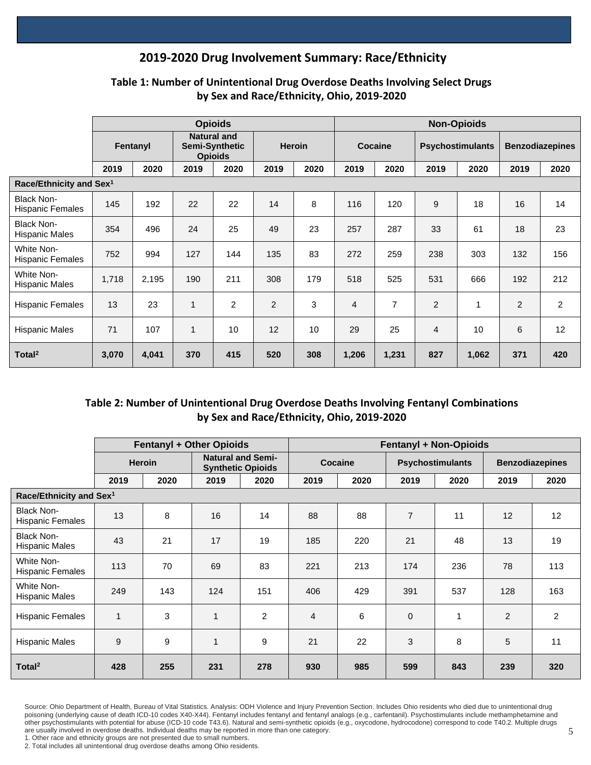## 2019-2020 Drug Involvement Summary: Race/Ethnicity

### Table 1: Number of Unintentional Drug Overdose Deaths Involving Select Drugs by Sex and Race/Ethnicity, Ohio, 2019-2020

| | Opioids | | | | | | Non-Opioids | | | | | |
|---|---|---|---|---|---|---|---|---|---|---|---|---|
| | Fentanyl | | Natural and Semi-Synthetic Opioids | | Heroin | | Cocaine | | Psychostimulants | | Benzodiazepines | |
| | 2019 | 2020 | 2019 | 2020 | 2019 | 2020 | 2019 | 2020 | 2019 | 2020 | 2019 | 2020 |
| **Race/Ethnicity and Sex[1]** | | | | | | | | | | | | |
| Black Non-Hispanic Females | 145 | 192 | 22 | 22 | 14 | 8 | 116 | 120 | 9 | 18 | 16 | 14 |
| Black Non-Hispanic Males | 354 | 496 | 24 | 25 | 49 | 23 | 257 | 287 | 33 | 61 | 18 | 23 |
| White Non-Hispanic Females | 752 | 994 | 127 | 144 | 135 | 83 | 272 | 259 | 238 | 303 | 132 | 156 |
| White Non-Hispanic Males | 1,718 | 2,195 | 190 | 211 | 308 | 179 | 518 | 525 | 531 | 666 | 192 | 212 |
| Hispanic Females | 13 | 23 | 1 | 2 | 2 | 3 | 4 | 7 | 2 | 1 | 2 | 2 |
| Hispanic Males | 71 | 107 | 1 | 10 | 12 | 10 | 29 | 25 | 4 | 10 | 6 | 12 |
| **Total[2]** | **3,070** | **4,041** | **370** | **415** | **520** | **308** | **1,206** | **1,231** | **827** | **1,062** | **371** | **420** |

### Table 2: Number of Unintentional Drug Overdose Deaths Involving Fentanyl Combinations by Sex and Race/Ethnicity, Ohio, 2019-2020

| | Fentanyl + Other Opioids | | | | Fentanyl + Non-Opioids | | | | | |
|---|---|---|---|---|---|---|---|---|---|---|
| | Heroin | | Natural and Semi-Synthetic Opioids | | Cocaine | | Psychostimulants | | Benzodiazepines | |
| | 2019 | 2020 | 2019 | 2020 | 2019 | 2020 | 2019 | 2020 | 2019 | 2020 |
| **Race/Ethnicity and Sex[1]** | | | | | | | | | | |
| Black Non-Hispanic Females | 13 | 8 | 16 | 14 | 88 | 88 | 7 | 11 | 12 | 12 |
| Black Non-Hispanic Males | 43 | 21 | 17 | 19 | 185 | 220 | 21 | 48 | 13 | 19 |
| White Non-Hispanic Females | 113 | 70 | 69 | 83 | 221 | 213 | 174 | 236 | 78 | 113 |
| White Non-Hispanic Males | 249 | 143 | 124 | 151 | 406 | 429 | 391 | 537 | 128 | 163 |
| Hispanic Females | 1 | 3 | 1 | 2 | 4 | 6 | 0 | 1 | 2 | 2 |
| Hispanic Males | 9 | 9 | 1 | 9 | 21 | 22 | 3 | 8 | 5 | 11 |
| **Total[2]** | **428** | **255** | **231** | **278** | **930** | **985** | **599** | **843** | **239** | **320** |

Source: Ohio Department of Health, Bureau of Vital Statistics. Analysis: ODH Violence and Injury Prevention Section. Includes Ohio residents who died due to unintentional drug poisoning (underlying cause of death ICD-10 codes X40-X44). Fentanyl includes fentanyl and fentanyl analogs (e.g., carfentanil). Psychostimulants include methamphetamine and other psychostimulants with potential for abuse (ICD-10 code T43.6). Natural and semi-synthetic opioids (e.g., oxycodone, hydrocodone) correspond to code T40.2. Multiple drugs are usually involved in overdose deaths. Individual deaths may be reported in more than one category.

1. Other race and ethnicity groups are not presented due to small numbers.

2. Total includes all unintentional drug overdose deaths among Ohio residents.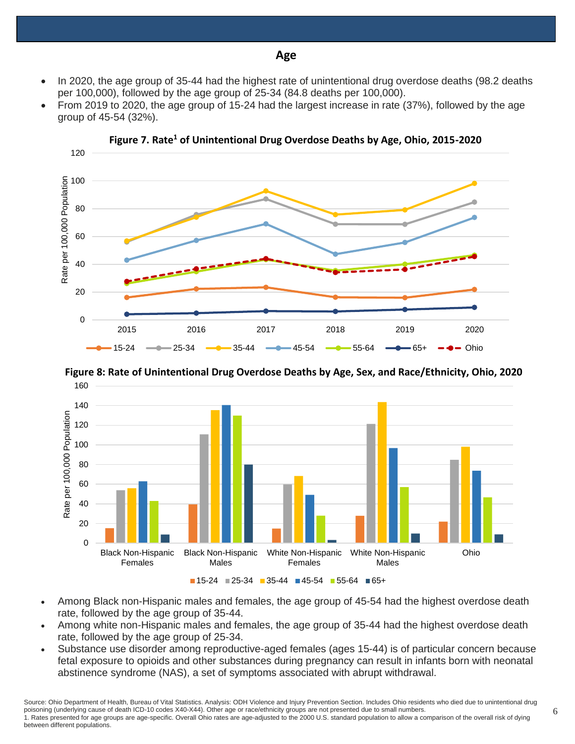## Age

- In 2020, the age group of 35-44 had the highest rate of unintentional drug overdose deaths (98.2 deaths per 100,000), followed by the age group of 25-34 (84.8 deaths per 100,000).
- From 2019 to 2020, the age group of 15-24 had the largest increase in rate (37%), followed by the age group of 45-54 (32%).

**Figure 7. Rate[1] of Unintentional Drug Overdose Deaths by Age, Ohio, 2015-2020**

**Figure 8: Rate of Unintentional Drug Overdose Deaths by Age, Sex, and Race/Ethnicity, Ohio, 2020**

- Among Black non-Hispanic males and females, the age group of 45-54 had the highest overdose death rate, followed by the age group of 35-44.
- Among white non-Hispanic males and females, the age group of 35-44 had the highest overdose death rate, followed by the age group of 25-34.
- Substance use disorder among reproductive-aged females (ages 15-44) is of particular concern because fetal exposure to opioids and other substances during pregnancy can result in infants born with neonatal abstinence syndrome (NAS), a set of symptoms associated with abrupt withdrawal.

Source: Ohio Department of Health, Bureau of Vital Statistics. Analysis: ODH Violence and Injury Prevention Section. Includes Ohio residents who died due to unintentional drug poisoning (underlying cause of death ICD-10 codes X40-X44). Other age or race/ethnicity groups are not presented due to small numbers.
1. Rates presented for age groups are age-specific. Overall Ohio rates are age-adjusted to the 2000 U.S. standard population to allow a comparison of the overall risk of dying between different populations.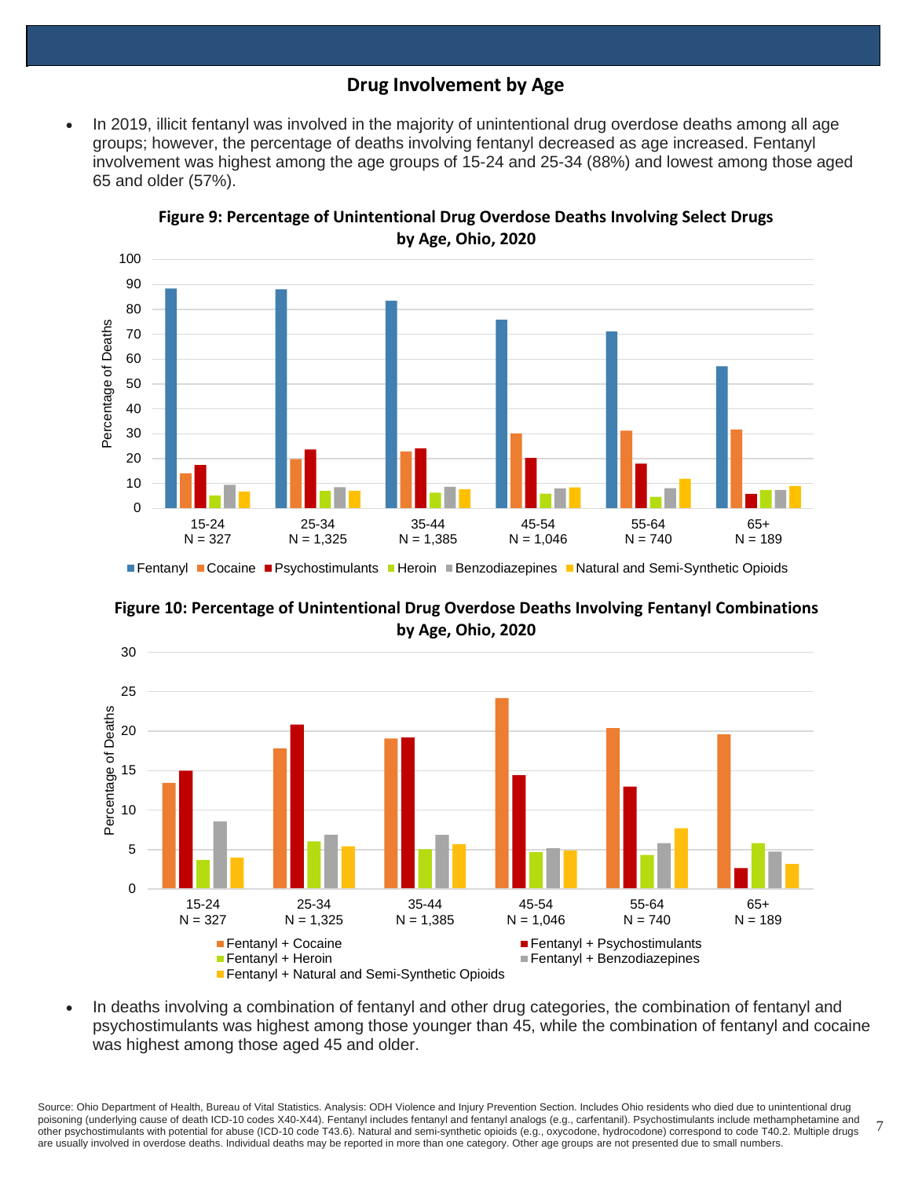## Drug Involvement by Age

- In 2019, illicit fentanyl was involved in the majority of unintentional drug overdose deaths among all age groups; however, the percentage of deaths involving fentanyl decreased as age increased. Fentanyl involvement was highest among the age groups of 15-24 and 25-34 (88%) and lowest among those aged 65 and older (57%).

**Figure 9: Percentage of Unintentional Drug Overdose Deaths Involving Select Drugs by Age, Ohio, 2020**

**Figure 10: Percentage of Unintentional Drug Overdose Deaths Involving Fentanyl Combinations by Age, Ohio, 2020**

- In deaths involving a combination of fentanyl and other drug categories, the combination of fentanyl and psychostimulants was highest among those younger than 45, while the combination of fentanyl and cocaine was highest among those aged 45 and older.

Source: Ohio Department of Health, Bureau of Vital Statistics. Analysis: ODH Violence and Injury Prevention Section. Includes Ohio residents who died due to unintentional drug poisoning (underlying cause of death ICD-10 codes X40-X44). Fentanyl includes fentanyl and fentanyl analogs (e.g., carfentanil). Psychostimulants include methamphetamine and other psychostimulants with potential for abuse (ICD-10 code T43.6). Natural and semi-synthetic opioids (e.g., oxycodone, hydrocodone) correspond to code T40.2. Multiple drugs are usually involved in overdose deaths. Individual deaths may be reported in more than one category. Other age groups are not presented due to small numbers.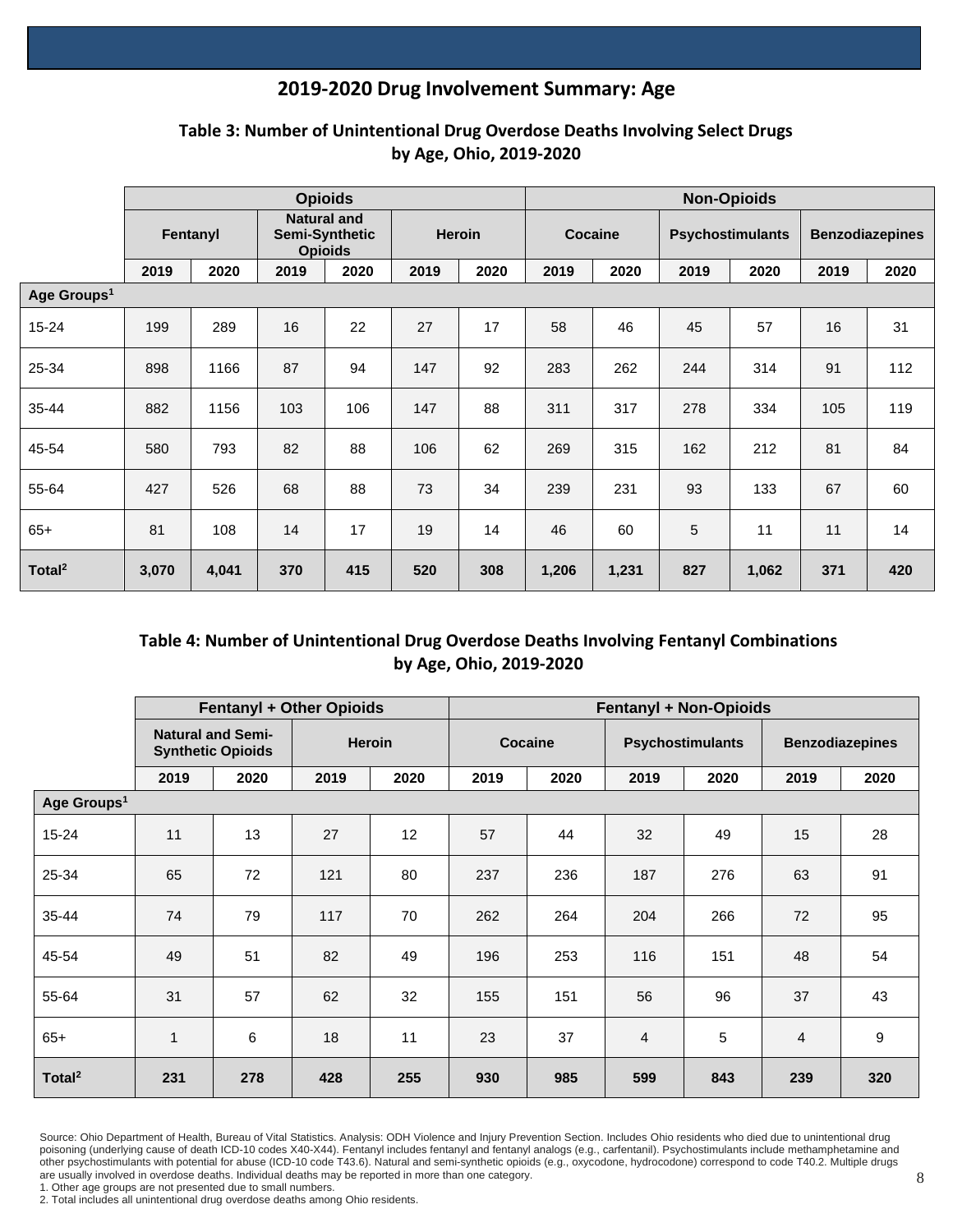# 2019-2020 Drug Involvement Summary: Age

### Table 3: Number of Unintentional Drug Overdose Deaths Involving Select Drugs by Age, Ohio, 2019-2020

| | Opioids | | | | | | Non-Opioids | | | | | |
|---|---|---|---|---|---|---|---|---|---|---|---|---|
| | Fentanyl | | Natural and Semi-Synthetic Opioids | | Heroin | | Cocaine | | Psychostimulants | | Benzodiazepines | |
| | 2019 | 2020 | 2019 | 2020 | 2019 | 2020 | 2019 | 2020 | 2019 | 2020 | 2019 | 2020 |
| **Age Groups[1]** | | | | | | | | | | | | |
| 15-24 | 199 | 289 | 16 | 22 | 27 | 17 | 58 | 46 | 45 | 57 | 16 | 31 |
| 25-34 | 898 | 1166 | 87 | 94 | 147 | 92 | 283 | 262 | 244 | 314 | 91 | 112 |
| 35-44 | 882 | 1156 | 103 | 106 | 147 | 88 | 311 | 317 | 278 | 334 | 105 | 119 |
| 45-54 | 580 | 793 | 82 | 88 | 106 | 62 | 269 | 315 | 162 | 212 | 81 | 84 |
| 55-64 | 427 | 526 | 68 | 88 | 73 | 34 | 239 | 231 | 93 | 133 | 67 | 60 |
| 65+ | 81 | 108 | 14 | 17 | 19 | 14 | 46 | 60 | 5 | 11 | 11 | 14 |
| **Total[2]** | **3,070** | **4,041** | **370** | **415** | **520** | **308** | **1,206** | **1,231** | **827** | **1,062** | **371** | **420** |

### Table 4: Number of Unintentional Drug Overdose Deaths Involving Fentanyl Combinations by Age, Ohio, 2019-2020

| | Fentanyl + Other Opioids | | | | Fentanyl + Non-Opioids | | | | | |
|---|---|---|---|---|---|---|---|---|---|---|
| | Natural and Semi-Synthetic Opioids | | Heroin | | Cocaine | | Psychostimulants | | Benzodiazepines | |
| | 2019 | 2020 | 2019 | 2020 | 2019 | 2020 | 2019 | 2020 | 2019 | 2020 |
| **Age Groups[1]** | | | | | | | | | | |
| 15-24 | 11 | 13 | 27 | 12 | 57 | 44 | 32 | 49 | 15 | 28 |
| 25-34 | 65 | 72 | 121 | 80 | 237 | 236 | 187 | 276 | 63 | 91 |
| 35-44 | 74 | 79 | 117 | 70 | 262 | 264 | 204 | 266 | 72 | 95 |
| 45-54 | 49 | 51 | 82 | 49 | 196 | 253 | 116 | 151 | 48 | 54 |
| 55-64 | 31 | 57 | 62 | 32 | 155 | 151 | 56 | 96 | 37 | 43 |
| 65+ | 1 | 6 | 18 | 11 | 23 | 37 | 4 | 5 | 4 | 9 |
| **Total[2]** | **231** | **278** | **428** | **255** | **930** | **985** | **599** | **843** | **239** | **320** |

Source: Ohio Department of Health, Bureau of Vital Statistics. Analysis: ODH Violence and Injury Prevention Section. Includes Ohio residents who died due to unintentional drug poisoning (underlying cause of death ICD-10 codes X40-X44). Fentanyl includes fentanyl and fentanyl analogs (e.g., carfentanil). Psychostimulants include methamphetamine and other psychostimulants with potential for abuse (ICD-10 code T43.6). Natural and semi-synthetic opioids (e.g., oxycodone, hydrocodone) correspond to code T40.2. Multiple drugs are usually involved in overdose deaths. Individual deaths may be reported in more than one category.

1. Other age groups are not presented due to small numbers.
2. Total includes all unintentional drug overdose deaths among Ohio residents.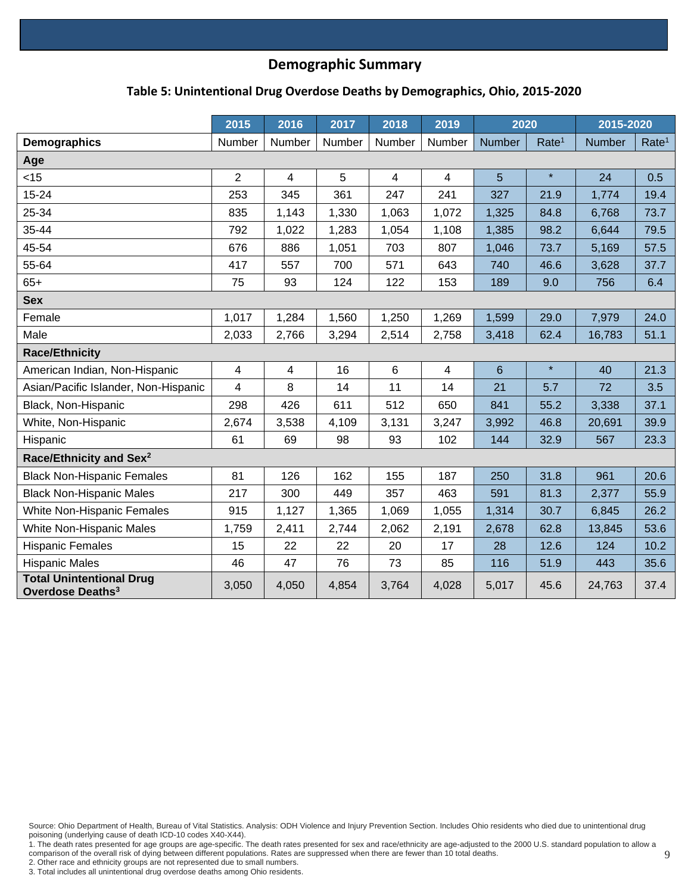## Demographic Summary

### Table 5: Unintentional Drug Overdose Deaths by Demographics, Ohio, 2015-2020

| | 2015 | 2016 | 2017 | 2018 | 2019 | 2020 | | 2015-2020 | |
|---|---|---|---|---|---|---|---|---|---|
| **Demographics** | Number | Number | Number | Number | Number | Number | Rate[1] | Number | Rate[1] |
| **Age** | | | | | | | | | |
| <15 | 2 | 4 | 5 | 4 | 4 | 5 | * | 24 | 0.5 |
| 15-24 | 253 | 345 | 361 | 247 | 241 | 327 | 21.9 | 1,774 | 19.4 |
| 25-34 | 835 | 1,143 | 1,330 | 1,063 | 1,072 | 1,325 | 84.8 | 6,768 | 73.7 |
| 35-44 | 792 | 1,022 | 1,283 | 1,054 | 1,108 | 1,385 | 98.2 | 6,644 | 79.5 |
| 45-54 | 676 | 886 | 1,051 | 703 | 807 | 1,046 | 73.7 | 5,169 | 57.5 |
| 55-64 | 417 | 557 | 700 | 571 | 643 | 740 | 46.6 | 3,628 | 37.7 |
| 65+ | 75 | 93 | 124 | 122 | 153 | 189 | 9.0 | 756 | 6.4 |
| **Sex** | | | | | | | | | |
| Female | 1,017 | 1,284 | 1,560 | 1,250 | 1,269 | 1,599 | 29.0 | 7,979 | 24.0 |
| Male | 2,033 | 2,766 | 3,294 | 2,514 | 2,758 | 3,418 | 62.4 | 16,783 | 51.1 |
| **Race/Ethnicity** | | | | | | | | | |
| American Indian, Non-Hispanic | 4 | 4 | 16 | 6 | 4 | 6 | * | 40 | 21.3 |
| Asian/Pacific Islander, Non-Hispanic | 4 | 8 | 14 | 11 | 14 | 21 | 5.7 | 72 | 3.5 |
| Black, Non-Hispanic | 298 | 426 | 611 | 512 | 650 | 841 | 55.2 | 3,338 | 37.1 |
| White, Non-Hispanic | 2,674 | 3,538 | 4,109 | 3,131 | 3,247 | 3,992 | 46.8 | 20,691 | 39.9 |
| Hispanic | 61 | 69 | 98 | 93 | 102 | 144 | 32.9 | 567 | 23.3 |
| **Race/Ethnicity and Sex[2]** | | | | | | | | | |
| Black Non-Hispanic Females | 81 | 126 | 162 | 155 | 187 | 250 | 31.8 | 961 | 20.6 |
| Black Non-Hispanic Males | 217 | 300 | 449 | 357 | 463 | 591 | 81.3 | 2,377 | 55.9 |
| White Non-Hispanic Females | 915 | 1,127 | 1,365 | 1,069 | 1,055 | 1,314 | 30.7 | 6,845 | 26.2 |
| White Non-Hispanic Males | 1,759 | 2,411 | 2,744 | 2,062 | 2,191 | 2,678 | 62.8 | 13,845 | 53.6 |
| Hispanic Females | 15 | 22 | 22 | 20 | 17 | 28 | 12.6 | 124 | 10.2 |
| Hispanic Males | 46 | 47 | 76 | 73 | 85 | 116 | 51.9 | 443 | 35.6 |
| **Total Unintentional Drug Overdose Deaths[3]** | 3,050 | 4,050 | 4,854 | 3,764 | 4,028 | 5,017 | 45.6 | 24,763 | 37.4 |

Source: Ohio Department of Health, Bureau of Vital Statistics. Analysis: ODH Violence and Injury Prevention Section. Includes Ohio residents who died due to unintentional drug poisoning (underlying cause of death ICD-10 codes X40-X44).

1. The death rates presented for age groups are age-specific. The death rates presented for sex and race/ethnicity are age-adjusted to the 2000 U.S. standard population to allow a comparison of the overall risk of dying between different populations. Rates are suppressed when there are fewer than 10 total deaths.
2. Other race and ethnicity groups are not represented due to small numbers.
3. Total includes all unintentional drug overdose deaths among Ohio residents.